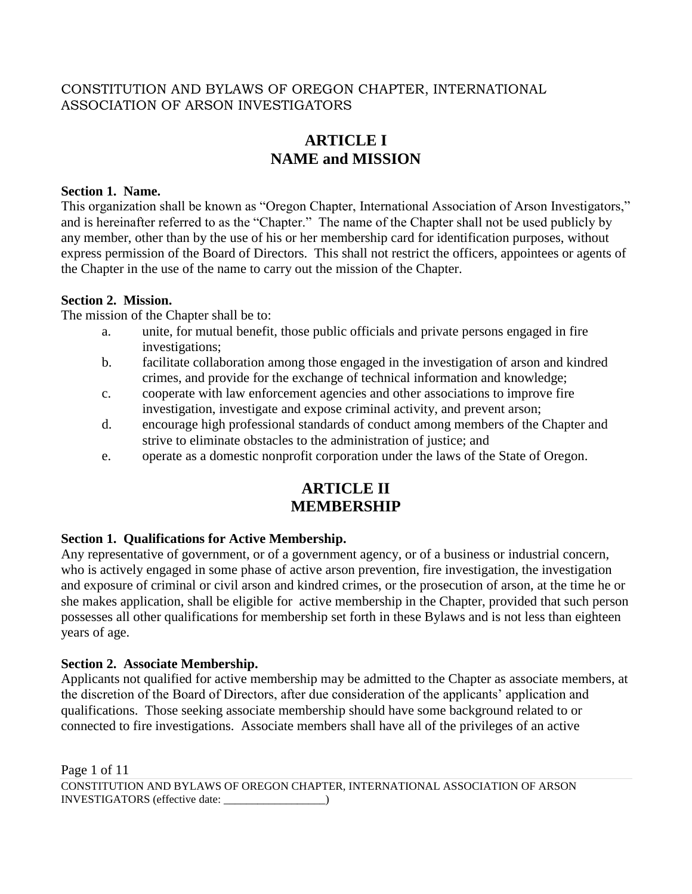CONSTITUTION AND BYLAWS OF OREGON CHAPTER, INTERNATIONAL ASSOCIATION OF ARSON INVESTIGATORS

# ARTICLE I
# NAME and MISSION

**Section 1. Name.**

This organization shall be known as "Oregon Chapter, International Association of Arson Investigators," and is hereinafter referred to as the "Chapter." The name of the Chapter shall not be used publicly by any member, other than by the use of his or her membership card for identification purposes, without express permission of the Board of Directors. This shall not restrict the officers, appointees or agents of the Chapter in the use of the name to carry out the mission of the Chapter.

**Section 2. Mission.**

The mission of the Chapter shall be to:

a. unite, for mutual benefit, those public officials and private persons engaged in fire investigations;

b. facilitate collaboration among those engaged in the investigation of arson and kindred crimes, and provide for the exchange of technical information and knowledge;

c. cooperate with law enforcement agencies and other associations to improve fire investigation, investigate and expose criminal activity, and prevent arson;

d. encourage high professional standards of conduct among members of the Chapter and strive to eliminate obstacles to the administration of justice; and

e. operate as a domestic nonprofit corporation under the laws of the State of Oregon.

# ARTICLE II
# MEMBERSHIP

**Section 1. Qualifications for Active Membership.**

Any representative of government, or of a government agency, or of a business or industrial concern, who is actively engaged in some phase of active arson prevention, fire investigation, the investigation and exposure of criminal or civil arson and kindred crimes, or the prosecution of arson, at the time he or she makes application, shall be eligible for active membership in the Chapter, provided that such person possesses all other qualifications for membership set forth in these Bylaws and is not less than eighteen years of age.

**Section 2. Associate Membership.**

Applicants not qualified for active membership may be admitted to the Chapter as associate members, at the discretion of the Board of Directors, after due consideration of the applicants' application and qualifications. Those seeking associate membership should have some background related to or connected to fire investigations. Associate members shall have all of the privileges of an active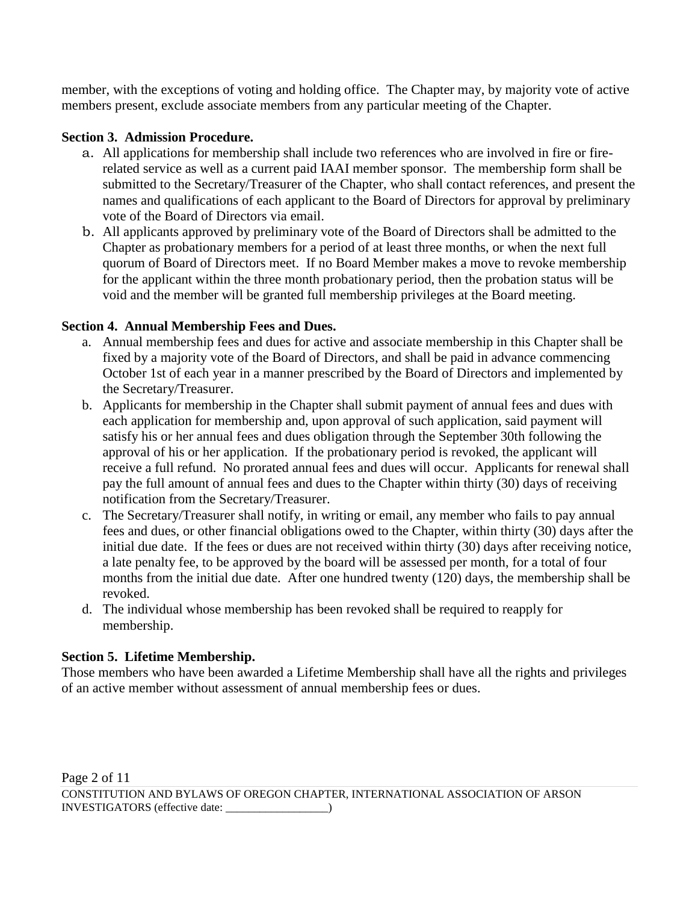member, with the exceptions of voting and holding office. The Chapter may, by majority vote of active members present, exclude associate members from any particular meeting of the Chapter.

**Section 3. Admission Procedure.**

a. All applications for membership shall include two references who are involved in fire or fire-related service as well as a current paid IAAI member sponsor. The membership form shall be submitted to the Secretary/Treasurer of the Chapter, who shall contact references, and present the names and qualifications of each applicant to the Board of Directors for approval by preliminary vote of the Board of Directors via email.
b. All applicants approved by preliminary vote of the Board of Directors shall be admitted to the Chapter as probationary members for a period of at least three months, or when the next full quorum of Board of Directors meet. If no Board Member makes a move to revoke membership for the applicant within the three month probationary period, then the probation status will be void and the member will be granted full membership privileges at the Board meeting.

**Section 4. Annual Membership Fees and Dues.**

a. Annual membership fees and dues for active and associate membership in this Chapter shall be fixed by a majority vote of the Board of Directors, and shall be paid in advance commencing October 1st of each year in a manner prescribed by the Board of Directors and implemented by the Secretary/Treasurer.
b. Applicants for membership in the Chapter shall submit payment of annual fees and dues with each application for membership and, upon approval of such application, said payment will satisfy his or her annual fees and dues obligation through the September 30th following the approval of his or her application. If the probationary period is revoked, the applicant will receive a full refund. No prorated annual fees and dues will occur. Applicants for renewal shall pay the full amount of annual fees and dues to the Chapter within thirty (30) days of receiving notification from the Secretary/Treasurer.
c. The Secretary/Treasurer shall notify, in writing or email, any member who fails to pay annual fees and dues, or other financial obligations owed to the Chapter, within thirty (30) days after the initial due date. If the fees or dues are not received within thirty (30) days after receiving notice, a late penalty fee, to be approved by the board will be assessed per month, for a total of four months from the initial due date. After one hundred twenty (120) days, the membership shall be revoked.
d. The individual whose membership has been revoked shall be required to reapply for membership.

**Section 5. Lifetime Membership.**

Those members who have been awarded a Lifetime Membership shall have all the rights and privileges of an active member without assessment of annual membership fees or dues.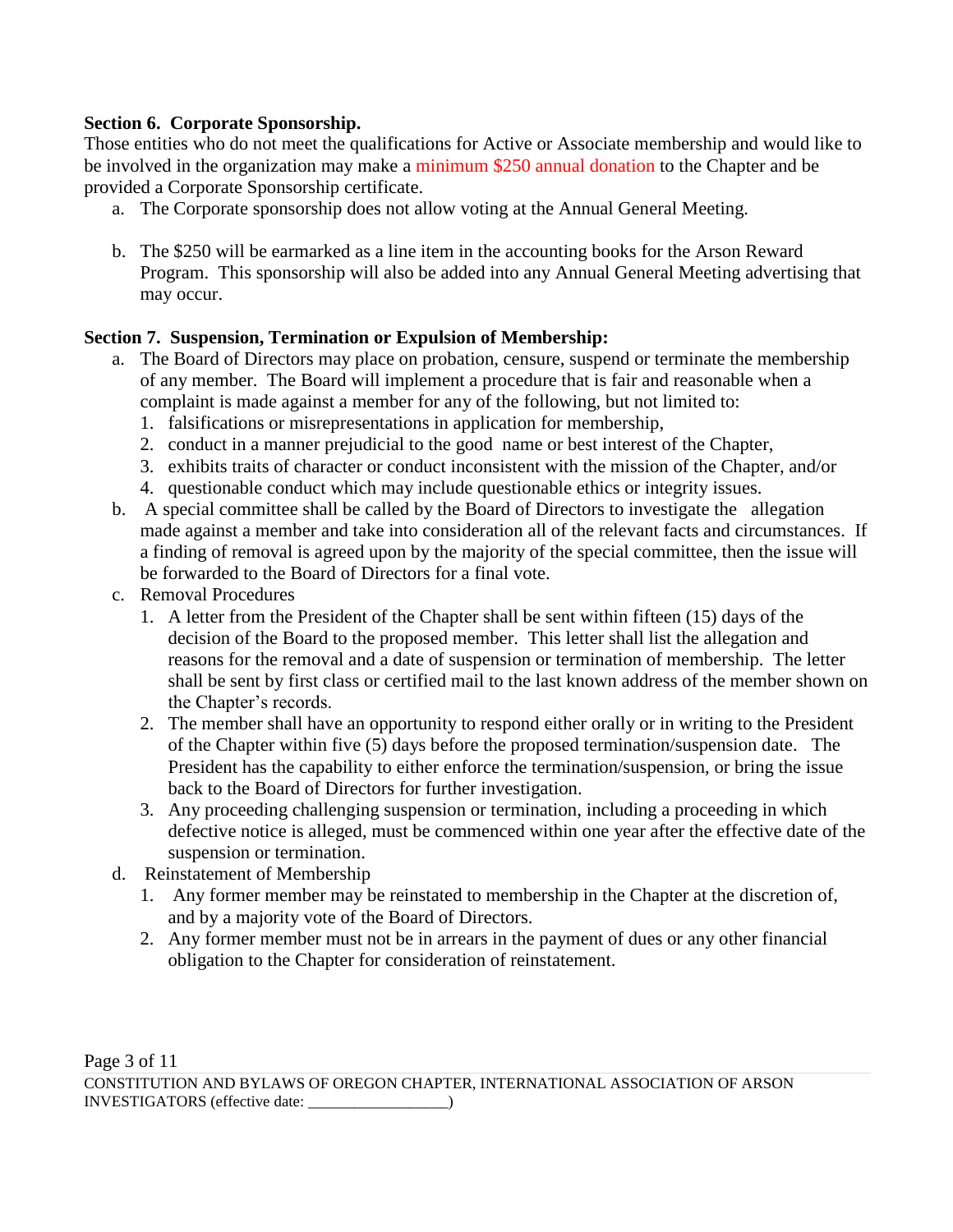**Section 6. Corporate Sponsorship.**
Those entities who do not meet the qualifications for Active or Associate membership and would like to be involved in the organization may make a minimum $250 annual donation to the Chapter and be provided a Corporate Sponsorship certificate.

a. The Corporate sponsorship does not allow voting at the Annual General Meeting.

b. The $250 will be earmarked as a line item in the accounting books for the Arson Reward Program. This sponsorship will also be added into any Annual General Meeting advertising that may occur.

**Section 7. Suspension, Termination or Expulsion of Membership:**

a. The Board of Directors may place on probation, censure, suspend or terminate the membership of any member. The Board will implement a procedure that is fair and reasonable when a complaint is made against a member for any of the following, but not limited to:
   1. falsifications or misrepresentations in application for membership,
   2. conduct in a manner prejudicial to the good name or best interest of the Chapter,
   3. exhibits traits of character or conduct inconsistent with the mission of the Chapter, and/or
   4. questionable conduct which may include questionable ethics or integrity issues.

b. A special committee shall be called by the Board of Directors to investigate the allegation made against a member and take into consideration all of the relevant facts and circumstances. If a finding of removal is agreed upon by the majority of the special committee, then the issue will be forwarded to the Board of Directors for a final vote.

c. Removal Procedures
   1. A letter from the President of the Chapter shall be sent within fifteen (15) days of the decision of the Board to the proposed member. This letter shall list the allegation and reasons for the removal and a date of suspension or termination of membership. The letter shall be sent by first class or certified mail to the last known address of the member shown on the Chapter's records.
   2. The member shall have an opportunity to respond either orally or in writing to the President of the Chapter within five (5) days before the proposed termination/suspension date. The President has the capability to either enforce the termination/suspension, or bring the issue back to the Board of Directors for further investigation.
   3. Any proceeding challenging suspension or termination, including a proceeding in which defective notice is alleged, must be commenced within one year after the effective date of the suspension or termination.

d. Reinstatement of Membership
   1. Any former member may be reinstated to membership in the Chapter at the discretion of, and by a majority vote of the Board of Directors.
   2. Any former member must not be in arrears in the payment of dues or any other financial obligation to the Chapter for consideration of reinstatement.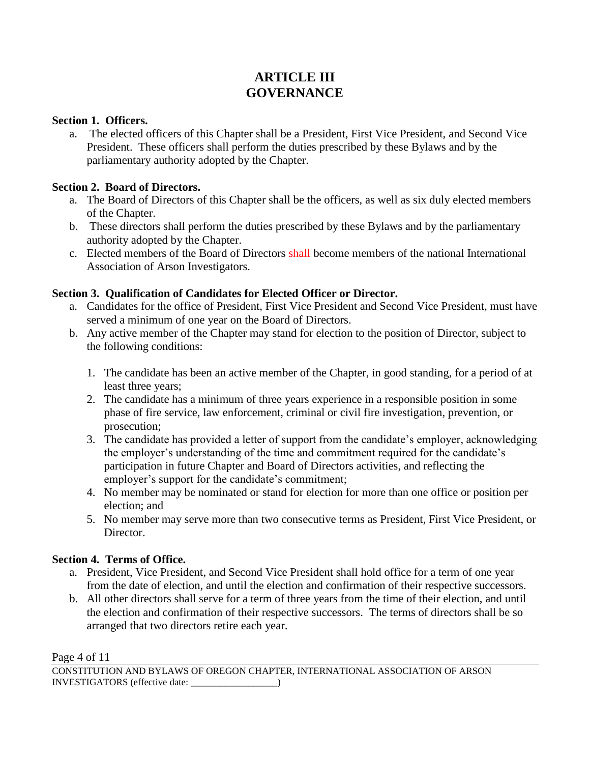# ARTICLE III
# GOVERNANCE

**Section 1. Officers.**

a. The elected officers of this Chapter shall be a President, First Vice President, and Second Vice President. These officers shall perform the duties prescribed by these Bylaws and by the parliamentary authority adopted by the Chapter.

**Section 2. Board of Directors.**

a. The Board of Directors of this Chapter shall be the officers, as well as six duly elected members of the Chapter.
b. These directors shall perform the duties prescribed by these Bylaws and by the parliamentary authority adopted by the Chapter.
c. Elected members of the Board of Directors shall become members of the national International Association of Arson Investigators.

**Section 3. Qualification of Candidates for Elected Officer or Director.**

a. Candidates for the office of President, First Vice President and Second Vice President, must have served a minimum of one year on the Board of Directors.
b. Any active member of the Chapter may stand for election to the position of Director, subject to the following conditions:

   1. The candidate has been an active member of the Chapter, in good standing, for a period of at least three years;
   2. The candidate has a minimum of three years experience in a responsible position in some phase of fire service, law enforcement, criminal or civil fire investigation, prevention, or prosecution;
   3. The candidate has provided a letter of support from the candidate's employer, acknowledging the employer's understanding of the time and commitment required for the candidate's participation in future Chapter and Board of Directors activities, and reflecting the employer's support for the candidate's commitment;
   4. No member may be nominated or stand for election for more than one office or position per election; and
   5. No member may serve more than two consecutive terms as President, First Vice President, or Director.

**Section 4. Terms of Office.**

a. President, Vice President, and Second Vice President shall hold office for a term of one year from the date of election, and until the election and confirmation of their respective successors.
b. All other directors shall serve for a term of three years from the time of their election, and until the election and confirmation of their respective successors. The terms of directors shall be so arranged that two directors retire each year.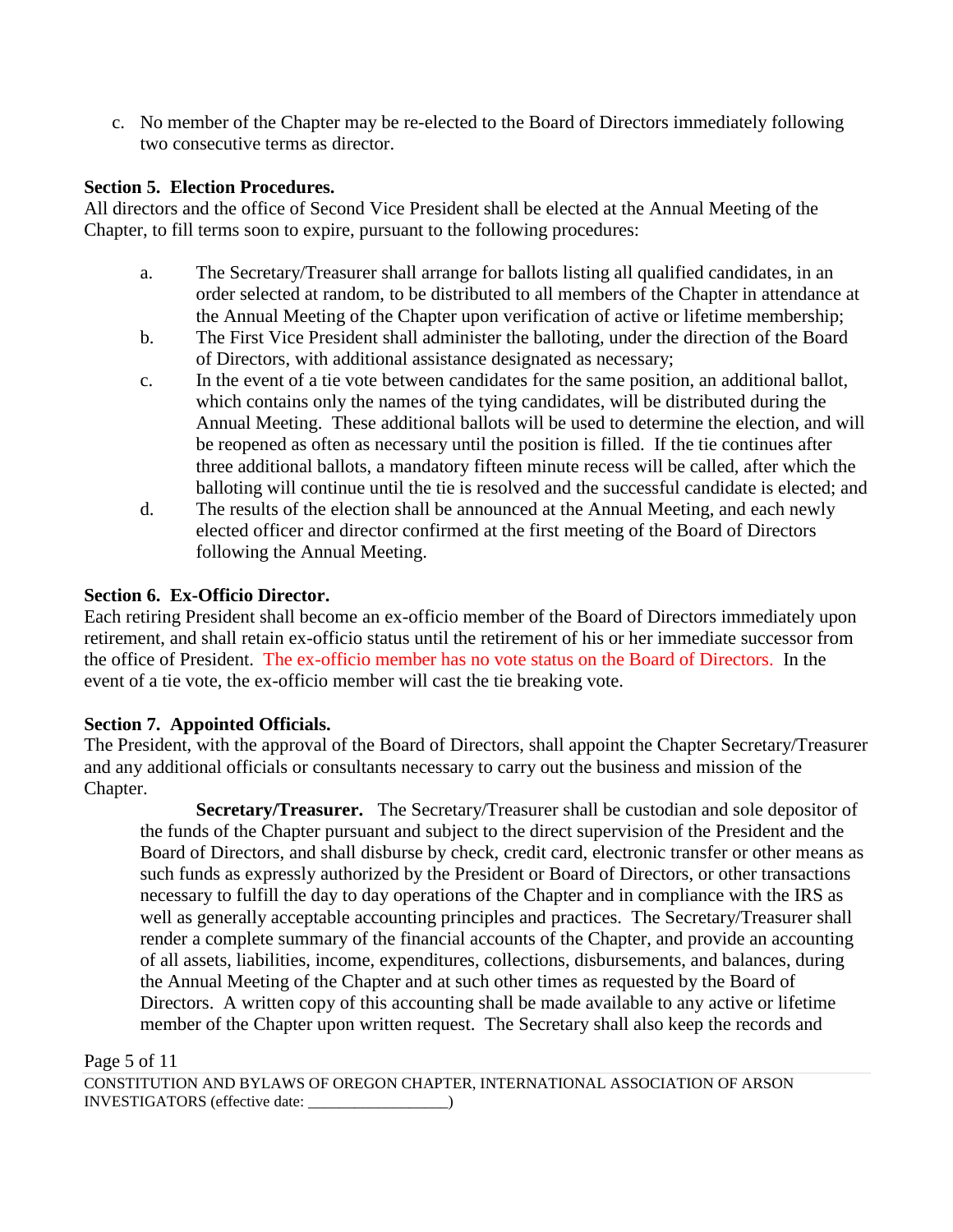c. No member of the Chapter may be re-elected to the Board of Directors immediately following two consecutive terms as director.

**Section 5. Election Procedures.**
All directors and the office of Second Vice President shall be elected at the Annual Meeting of the Chapter, to fill terms soon to expire, pursuant to the following procedures:

a. The Secretary/Treasurer shall arrange for ballots listing all qualified candidates, in an order selected at random, to be distributed to all members of the Chapter in attendance at the Annual Meeting of the Chapter upon verification of active or lifetime membership;

b. The First Vice President shall administer the balloting, under the direction of the Board of Directors, with additional assistance designated as necessary;

c. In the event of a tie vote between candidates for the same position, an additional ballot, which contains only the names of the tying candidates, will be distributed during the Annual Meeting. These additional ballots will be used to determine the election, and will be reopened as often as necessary until the position is filled. If the tie continues after three additional ballots, a mandatory fifteen minute recess will be called, after which the balloting will continue until the tie is resolved and the successful candidate is elected; and

d. The results of the election shall be announced at the Annual Meeting, and each newly elected officer and director confirmed at the first meeting of the Board of Directors following the Annual Meeting.

**Section 6. Ex-Officio Director.**
Each retiring President shall become an ex-officio member of the Board of Directors immediately upon retirement, and shall retain ex-officio status until the retirement of his or her immediate successor from the office of President. The ex-officio member has no vote status on the Board of Directors. In the event of a tie vote, the ex-officio member will cast the tie breaking vote.

**Section 7. Appointed Officials.**
The President, with the approval of the Board of Directors, shall appoint the Chapter Secretary/Treasurer and any additional officials or consultants necessary to carry out the business and mission of the Chapter.

**Secretary/Treasurer.** The Secretary/Treasurer shall be custodian and sole depositor of the funds of the Chapter pursuant and subject to the direct supervision of the President and the Board of Directors, and shall disburse by check, credit card, electronic transfer or other means as such funds as expressly authorized by the President or Board of Directors, or other transactions necessary to fulfill the day to day operations of the Chapter and in compliance with the IRS as well as generally acceptable accounting principles and practices. The Secretary/Treasurer shall render a complete summary of the financial accounts of the Chapter, and provide an accounting of all assets, liabilities, income, expenditures, collections, disbursements, and balances, during the Annual Meeting of the Chapter and at such other times as requested by the Board of Directors. A written copy of this accounting shall be made available to any active or lifetime member of the Chapter upon written request. The Secretary shall also keep the records and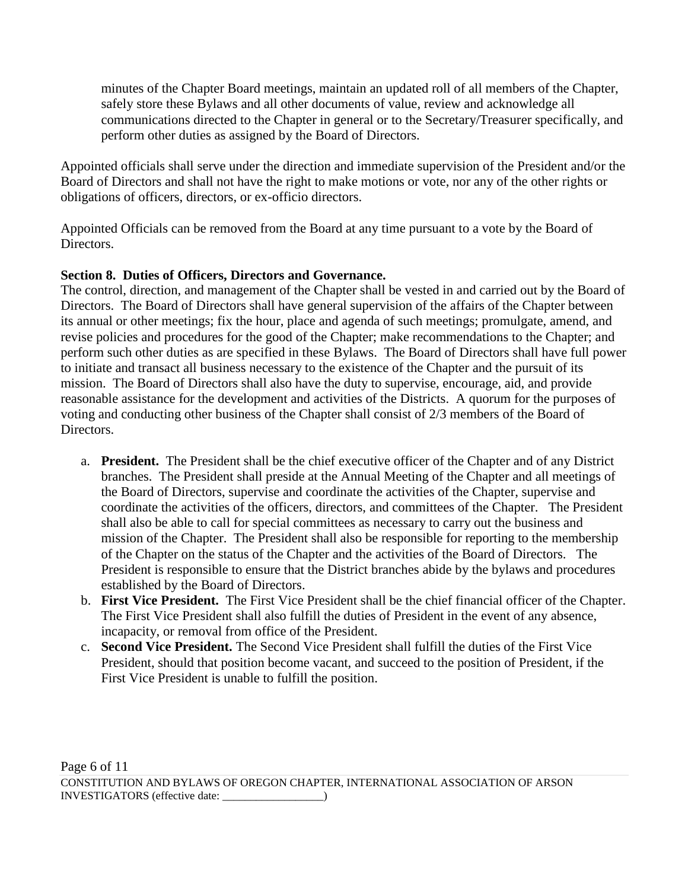minutes of the Chapter Board meetings, maintain an updated roll of all members of the Chapter, safely store these Bylaws and all other documents of value, review and acknowledge all communications directed to the Chapter in general or to the Secretary/Treasurer specifically, and perform other duties as assigned by the Board of Directors.

Appointed officials shall serve under the direction and immediate supervision of the President and/or the Board of Directors and shall not have the right to make motions or vote, nor any of the other rights or obligations of officers, directors, or ex-officio directors.

Appointed Officials can be removed from the Board at any time pursuant to a vote by the Board of Directors.

**Section 8. Duties of Officers, Directors and Governance.**

The control, direction, and management of the Chapter shall be vested in and carried out by the Board of Directors. The Board of Directors shall have general supervision of the affairs of the Chapter between its annual or other meetings; fix the hour, place and agenda of such meetings; promulgate, amend, and revise policies and procedures for the good of the Chapter; make recommendations to the Chapter; and perform such other duties as are specified in these Bylaws. The Board of Directors shall have full power to initiate and transact all business necessary to the existence of the Chapter and the pursuit of its mission. The Board of Directors shall also have the duty to supervise, encourage, aid, and provide reasonable assistance for the development and activities of the Districts. A quorum for the purposes of voting and conducting other business of the Chapter shall consist of 2/3 members of the Board of Directors.

a. **President.** The President shall be the chief executive officer of the Chapter and of any District branches. The President shall preside at the Annual Meeting of the Chapter and all meetings of the Board of Directors, supervise and coordinate the activities of the Chapter, supervise and coordinate the activities of the officers, directors, and committees of the Chapter. The President shall also be able to call for special committees as necessary to carry out the business and mission of the Chapter. The President shall also be responsible for reporting to the membership of the Chapter on the status of the Chapter and the activities of the Board of Directors. The President is responsible to ensure that the District branches abide by the bylaws and procedures established by the Board of Directors.
b. **First Vice President.** The First Vice President shall be the chief financial officer of the Chapter. The First Vice President shall also fulfill the duties of President in the event of any absence, incapacity, or removal from office of the President.
c. **Second Vice President.** The Second Vice President shall fulfill the duties of the First Vice President, should that position become vacant, and succeed to the position of President, if the First Vice President is unable to fulfill the position.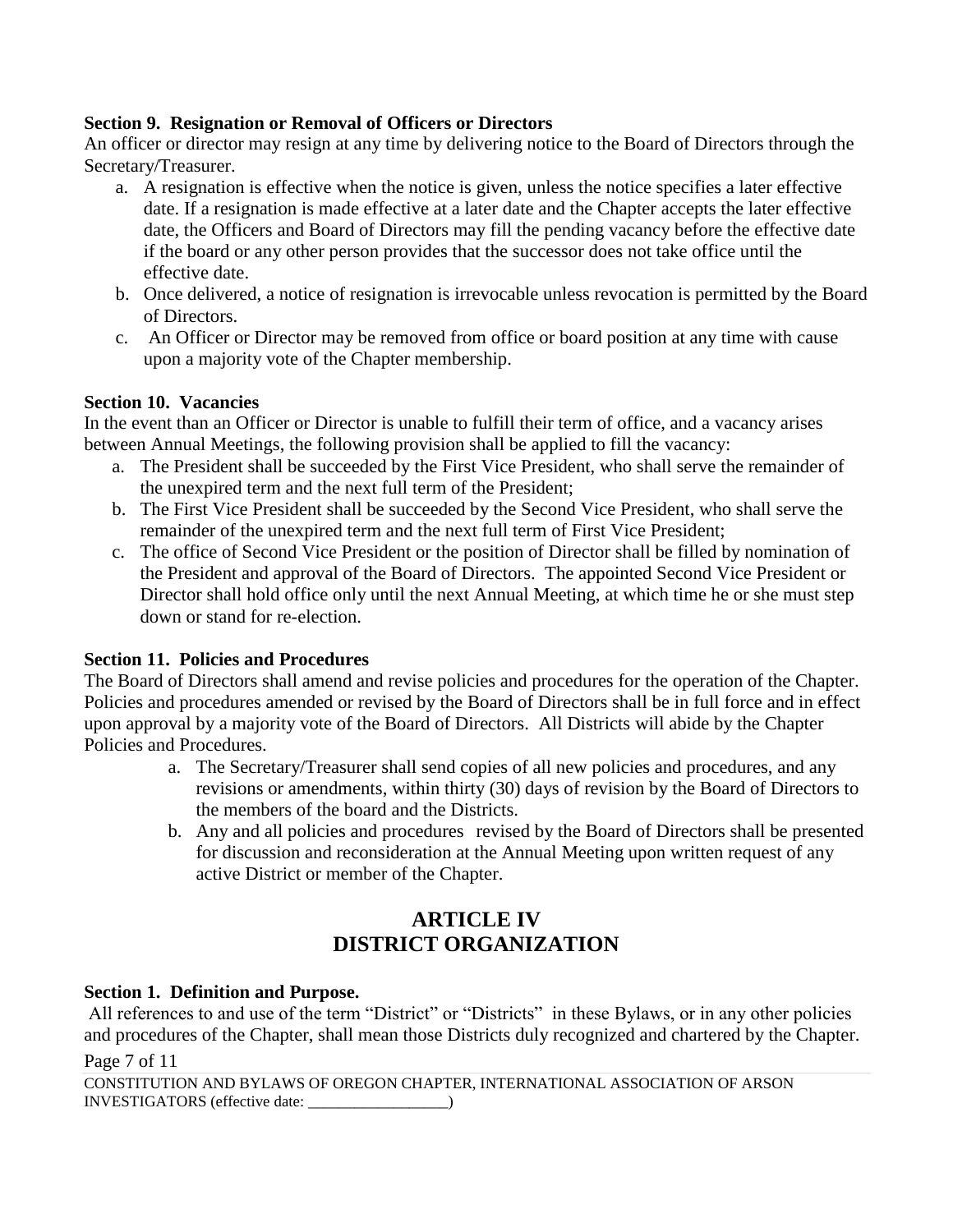**Section 9. Resignation or Removal of Officers or Directors**

An officer or director may resign at any time by delivering notice to the Board of Directors through the Secretary/Treasurer.

a. A resignation is effective when the notice is given, unless the notice specifies a later effective date. If a resignation is made effective at a later date and the Chapter accepts the later effective date, the Officers and Board of Directors may fill the pending vacancy before the effective date if the board or any other person provides that the successor does not take office until the effective date.
b. Once delivered, a notice of resignation is irrevocable unless revocation is permitted by the Board of Directors.
c. An Officer or Director may be removed from office or board position at any time with cause upon a majority vote of the Chapter membership.

**Section 10. Vacancies**

In the event than an Officer or Director is unable to fulfill their term of office, and a vacancy arises between Annual Meetings, the following provision shall be applied to fill the vacancy:

a. The President shall be succeeded by the First Vice President, who shall serve the remainder of the unexpired term and the next full term of the President;
b. The First Vice President shall be succeeded by the Second Vice President, who shall serve the remainder of the unexpired term and the next full term of First Vice President;
c. The office of Second Vice President or the position of Director shall be filled by nomination of the President and approval of the Board of Directors. The appointed Second Vice President or Director shall hold office only until the next Annual Meeting, at which time he or she must step down or stand for re-election.

**Section 11. Policies and Procedures**

The Board of Directors shall amend and revise policies and procedures for the operation of the Chapter. Policies and procedures amended or revised by the Board of Directors shall be in full force and in effect upon approval by a majority vote of the Board of Directors. All Districts will abide by the Chapter Policies and Procedures.

a. The Secretary/Treasurer shall send copies of all new policies and procedures, and any revisions or amendments, within thirty (30) days of revision by the Board of Directors to the members of the board and the Districts.
b. Any and all policies and procedures revised by the Board of Directors shall be presented for discussion and reconsideration at the Annual Meeting upon written request of any active District or member of the Chapter.

## ARTICLE IV
## DISTRICT ORGANIZATION

**Section 1. Definition and Purpose.**

All references to and use of the term "District" or "Districts" in these Bylaws, or in any other policies and procedures of the Chapter, shall mean those Districts duly recognized and chartered by the Chapter.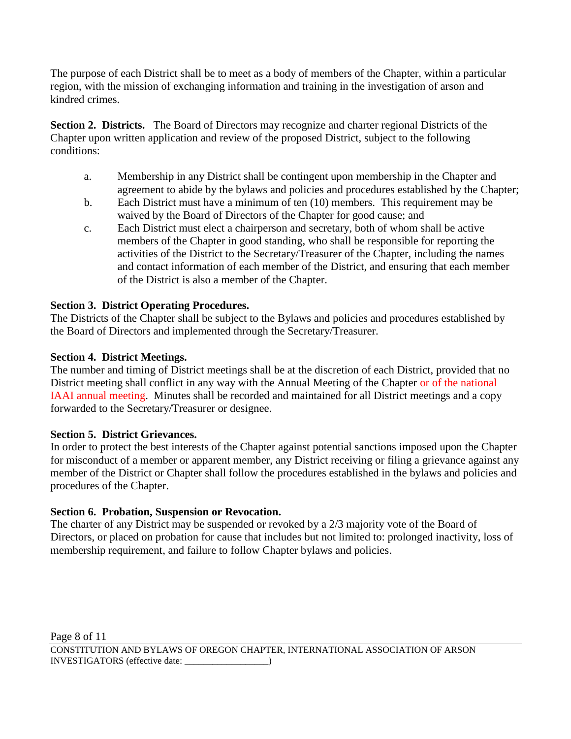The purpose of each District shall be to meet as a body of members of the Chapter, within a particular region, with the mission of exchanging information and training in the investigation of arson and kindred crimes.

**Section 2. Districts.** The Board of Directors may recognize and charter regional Districts of the Chapter upon written application and review of the proposed District, subject to the following conditions:

a. Membership in any District shall be contingent upon membership in the Chapter and agreement to abide by the bylaws and policies and procedures established by the Chapter;

b. Each District must have a minimum of ten (10) members. This requirement may be waived by the Board of Directors of the Chapter for good cause; and

c. Each District must elect a chairperson and secretary, both of whom shall be active members of the Chapter in good standing, who shall be responsible for reporting the activities of the District to the Secretary/Treasurer of the Chapter, including the names and contact information of each member of the District, and ensuring that each member of the District is also a member of the Chapter.

**Section 3. District Operating Procedures.**
The Districts of the Chapter shall be subject to the Bylaws and policies and procedures established by the Board of Directors and implemented through the Secretary/Treasurer.

**Section 4. District Meetings.**
The number and timing of District meetings shall be at the discretion of each District, provided that no District meeting shall conflict in any way with the Annual Meeting of the Chapter or of the national IAAI annual meeting. Minutes shall be recorded and maintained for all District meetings and a copy forwarded to the Secretary/Treasurer or designee.

**Section 5. District Grievances.**
In order to protect the best interests of the Chapter against potential sanctions imposed upon the Chapter for misconduct of a member or apparent member, any District receiving or filing a grievance against any member of the District or Chapter shall follow the procedures established in the bylaws and policies and procedures of the Chapter.

**Section 6. Probation, Suspension or Revocation.**
The charter of any District may be suspended or revoked by a 2/3 majority vote of the Board of Directors, or placed on probation for cause that includes but not limited to: prolonged inactivity, loss of membership requirement, and failure to follow Chapter bylaws and policies.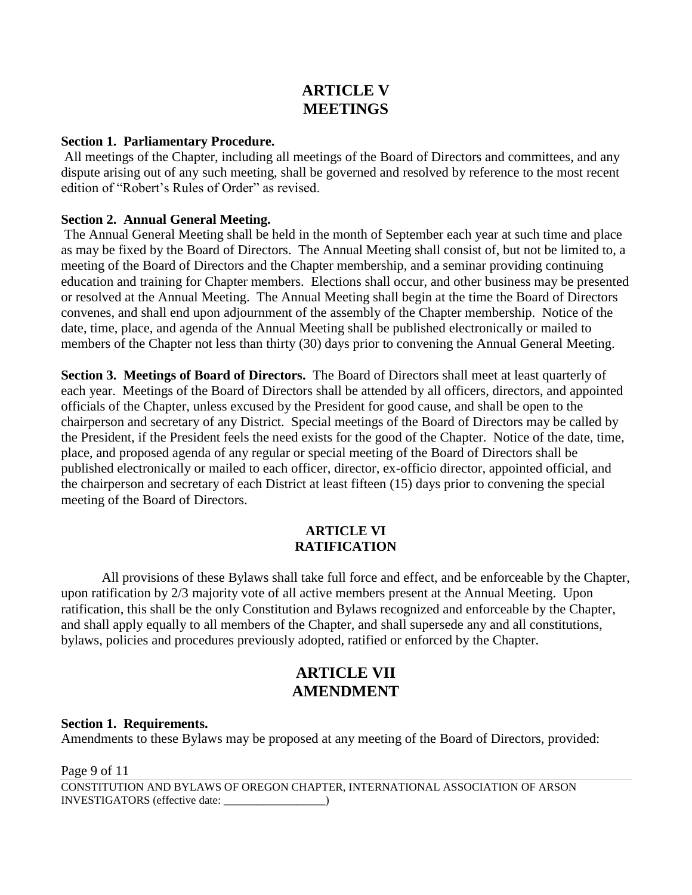# ARTICLE V
# MEETINGS

**Section 1. Parliamentary Procedure.**
All meetings of the Chapter, including all meetings of the Board of Directors and committees, and any dispute arising out of any such meeting, shall be governed and resolved by reference to the most recent edition of "Robert's Rules of Order" as revised.

**Section 2. Annual General Meeting.**
The Annual General Meeting shall be held in the month of September each year at such time and place as may be fixed by the Board of Directors. The Annual Meeting shall consist of, but not be limited to, a meeting of the Board of Directors and the Chapter membership, and a seminar providing continuing education and training for Chapter members. Elections shall occur, and other business may be presented or resolved at the Annual Meeting. The Annual Meeting shall begin at the time the Board of Directors convenes, and shall end upon adjournment of the assembly of the Chapter membership. Notice of the date, time, place, and agenda of the Annual Meeting shall be published electronically or mailed to members of the Chapter not less than thirty (30) days prior to convening the Annual General Meeting.

**Section 3. Meetings of Board of Directors.** The Board of Directors shall meet at least quarterly of each year. Meetings of the Board of Directors shall be attended by all officers, directors, and appointed officials of the Chapter, unless excused by the President for good cause, and shall be open to the chairperson and secretary of any District. Special meetings of the Board of Directors may be called by the President, if the President feels the need exists for the good of the Chapter. Notice of the date, time, place, and proposed agenda of any regular or special meeting of the Board of Directors shall be published electronically or mailed to each officer, director, ex-officio director, appointed official, and the chairperson and secretary of each District at least fifteen (15) days prior to convening the special meeting of the Board of Directors.

### ARTICLE VI
### RATIFICATION

All provisions of these Bylaws shall take full force and effect, and be enforceable by the Chapter, upon ratification by 2/3 majority vote of all active members present at the Annual Meeting. Upon ratification, this shall be the only Constitution and Bylaws recognized and enforceable by the Chapter, and shall apply equally to all members of the Chapter, and shall supersede any and all constitutions, bylaws, policies and procedures previously adopted, ratified or enforced by the Chapter.

# ARTICLE VII
# AMENDMENT

**Section 1. Requirements.**
Amendments to these Bylaws may be proposed at any meeting of the Board of Directors, provided: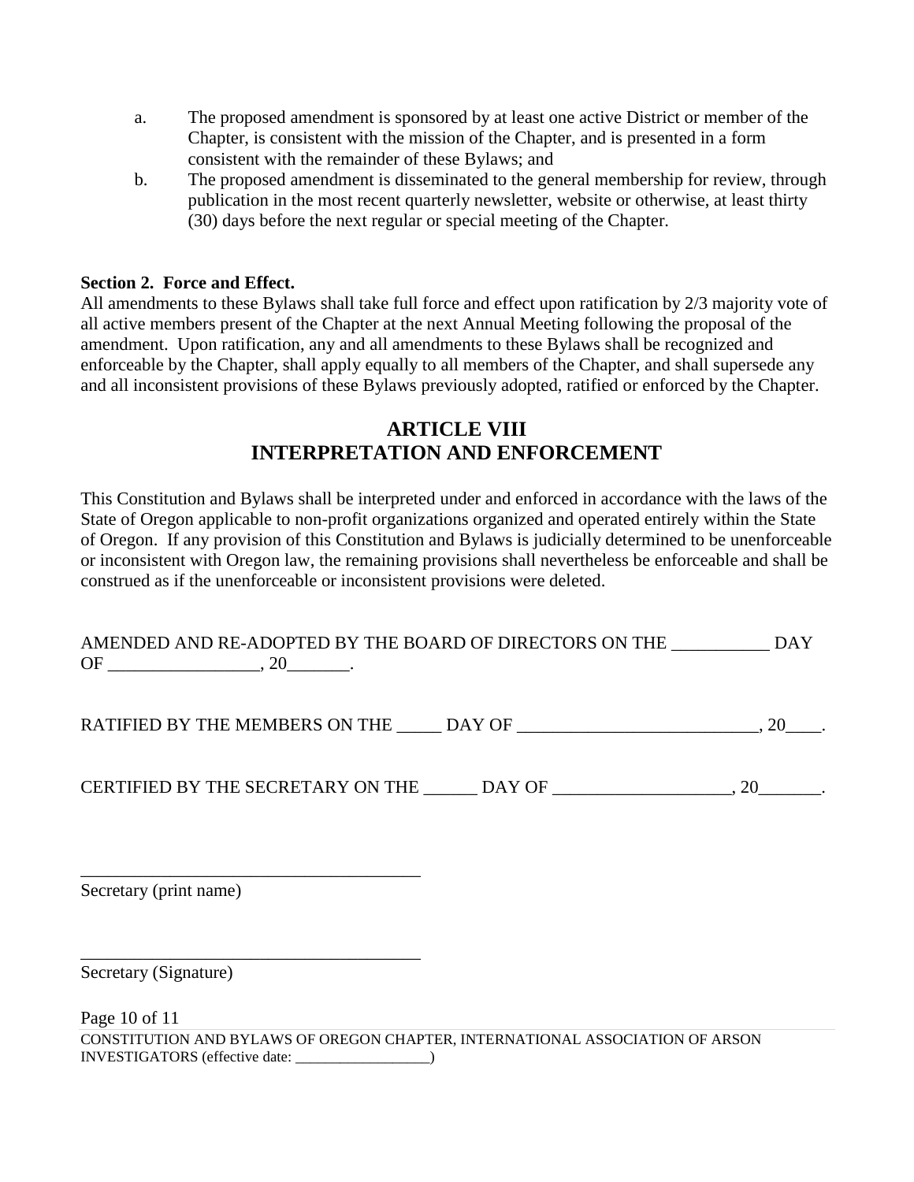a. The proposed amendment is sponsored by at least one active District or member of the Chapter, is consistent with the mission of the Chapter, and is presented in a form consistent with the remainder of these Bylaws; and

b. The proposed amendment is disseminated to the general membership for review, through publication in the most recent quarterly newsletter, website or otherwise, at least thirty (30) days before the next regular or special meeting of the Chapter.

**Section 2. Force and Effect.**
All amendments to these Bylaws shall take full force and effect upon ratification by 2/3 majority vote of all active members present of the Chapter at the next Annual Meeting following the proposal of the amendment. Upon ratification, any and all amendments to these Bylaws shall be recognized and enforceable by the Chapter, shall apply equally to all members of the Chapter, and shall supersede any and all inconsistent provisions of these Bylaws previously adopted, ratified or enforced by the Chapter.

## ARTICLE VIII
## INTERPRETATION AND ENFORCEMENT

This Constitution and Bylaws shall be interpreted under and enforced in accordance with the laws of the State of Oregon applicable to non-profit organizations organized and operated entirely within the State of Oregon. If any provision of this Constitution and Bylaws is judicially determined to be unenforceable or inconsistent with Oregon law, the remaining provisions shall nevertheless be enforceable and shall be construed as if the unenforceable or inconsistent provisions were deleted.

AMENDED AND RE-ADOPTED BY THE BOARD OF DIRECTORS ON THE ___________ DAY OF _________________, 20_______.

RATIFIED BY THE MEMBERS ON THE _____ DAY OF ___________________________, 20____.

CERTIFIED BY THE SECRETARY ON THE ______ DAY OF ___________________, 20_______.

_______________________________________
Secretary (print name)

_______________________________________
Secretary (Signature)